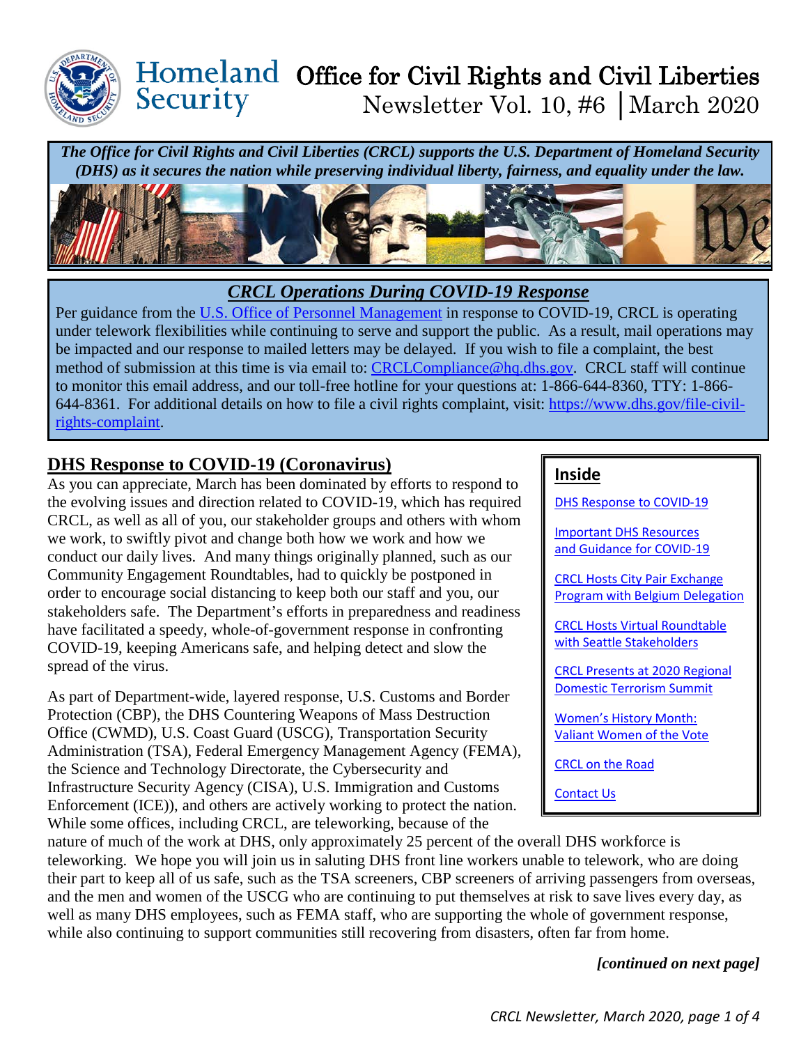# Homeland Security — Office for Civil Rights and Civil Liberties

Newsletter Vol. 10, #6 | March 2020

***The Office for Civil Rights and Civil Liberties (CRCL) supports the U.S. Department of Homeland Security (DHS) as it secures the nation while preserving individual liberty, fairness, and equality under the law.***

## *CRCL Operations During COVID-19 Response*

Per guidance from the U.S. Office of Personnel Management in response to COVID-19, CRCL is operating under telework flexibilities while continuing to serve and support the public. As a result, mail operations may be impacted and our response to mailed letters may be delayed. If you wish to file a complaint, the best method of submission at this time is via email to: CRCLCompliance@hq.dhs.gov. CRCL staff will continue to monitor this email address, and our toll-free hotline for your questions at: 1-866-644-8360, TTY: 1-866-644-8361. For additional details on how to file a civil rights complaint, visit: https://www.dhs.gov/file-civil-rights-complaint.

**Inside**

- DHS Response to COVID-19
- Important DHS Resources and Guidance for COVID-19
- CRCL Hosts City Pair Exchange Program with Belgium Delegation
- CRCL Hosts Virtual Roundtable with Seattle Stakeholders
- CRCL Presents at 2020 Regional Domestic Terrorism Summit
- Women's History Month: Valiant Women of the Vote
- CRCL on the Road
- Contact Us

## DHS Response to COVID-19 (Coronavirus)

As you can appreciate, March has been dominated by efforts to respond to the evolving issues and direction related to COVID-19, which has required CRCL, as well as all of you, our stakeholder groups and others with whom we work, to swiftly pivot and change both how we work and how we conduct our daily lives. And many things originally planned, such as our Community Engagement Roundtables, had to quickly be postponed in order to encourage social distancing to keep both our staff and you, our stakeholders safe. The Department's efforts in preparedness and readiness have facilitated a speedy, whole-of-government response in confronting COVID-19, keeping Americans safe, and helping detect and slow the spread of the virus.

As part of Department-wide, layered response, U.S. Customs and Border Protection (CBP), the DHS Countering Weapons of Mass Destruction Office (CWMD), U.S. Coast Guard (USCG), Transportation Security Administration (TSA), Federal Emergency Management Agency (FEMA), the Science and Technology Directorate, the Cybersecurity and Infrastructure Security Agency (CISA), U.S. Immigration and Customs Enforcement (ICE)), and others are actively working to protect the nation. While some offices, including CRCL, are teleworking, because of the nature of much of the work at DHS, only approximately 25 percent of the overall DHS workforce is teleworking. We hope you will join us in saluting DHS front line workers unable to telework, who are doing their part to keep all of us safe, such as the TSA screeners, CBP screeners of arriving passengers from overseas, and the men and women of the USCG who are continuing to put themselves at risk to save lives every day, as well as many DHS employees, such as FEMA staff, who are supporting the whole of government response, while also continuing to support communities still recovering from disasters, often far from home.

***[continued on next page]***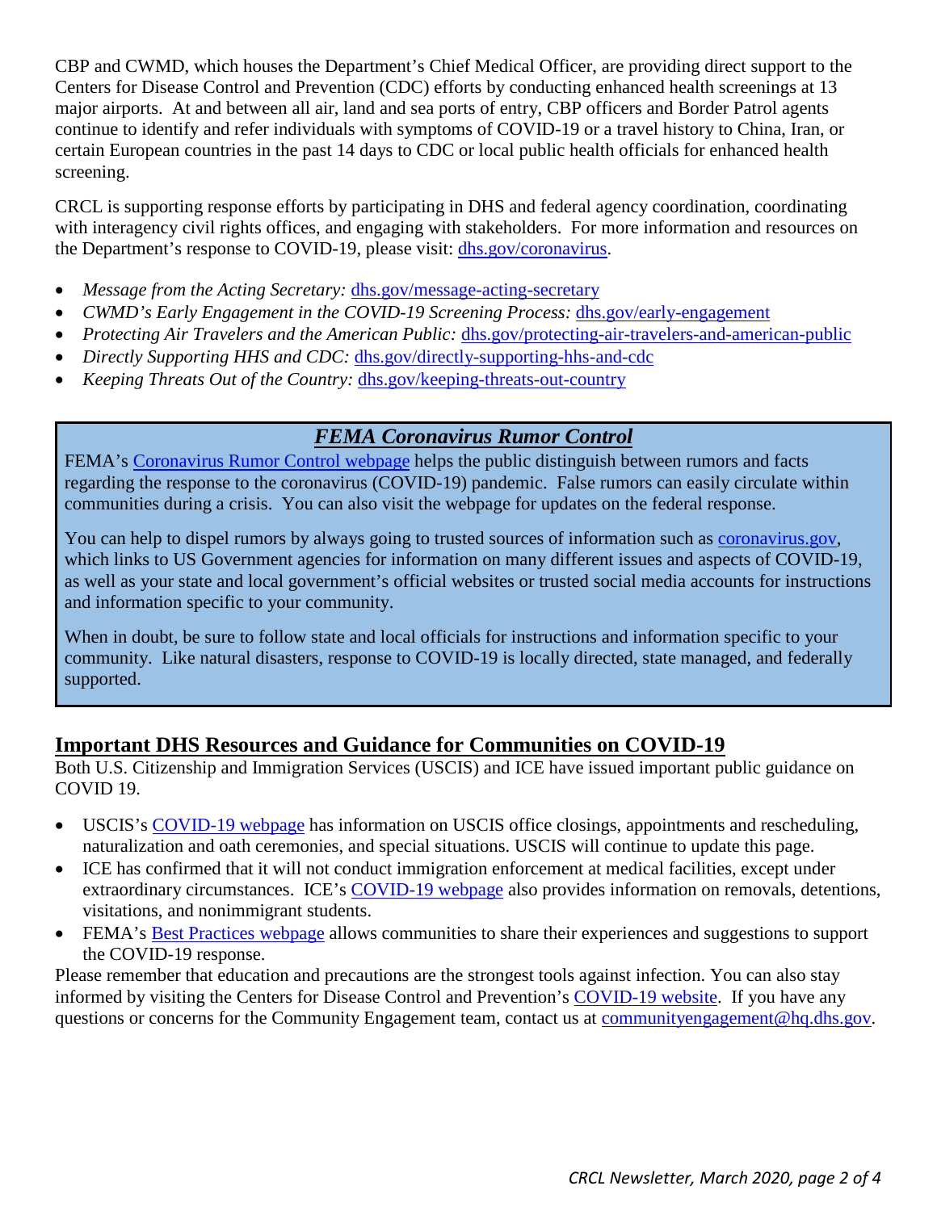CBP and CWMD, which houses the Department's Chief Medical Officer, are providing direct support to the Centers for Disease Control and Prevention (CDC) efforts by conducting enhanced health screenings at 13 major airports. At and between all air, land and sea ports of entry, CBP officers and Border Patrol agents continue to identify and refer individuals with symptoms of COVID-19 or a travel history to China, Iran, or certain European countries in the past 14 days to CDC or local public health officials for enhanced health screening.

CRCL is supporting response efforts by participating in DHS and federal agency coordination, coordinating with interagency civil rights offices, and engaging with stakeholders. For more information and resources on the Department's response to COVID-19, please visit: dhs.gov/coronavirus.

- *Message from the Acting Secretary:* dhs.gov/message-acting-secretary
- *CWMD's Early Engagement in the COVID-19 Screening Process:* dhs.gov/early-engagement
- *Protecting Air Travelers and the American Public:* dhs.gov/protecting-air-travelers-and-american-public
- *Directly Supporting HHS and CDC:* dhs.gov/directly-supporting-hhs-and-cdc
- *Keeping Threats Out of the Country:* dhs.gov/keeping-threats-out-country

## ***FEMA Coronavirus Rumor Control***

FEMA's Coronavirus Rumor Control webpage helps the public distinguish between rumors and facts regarding the response to the coronavirus (COVID-19) pandemic. False rumors can easily circulate within communities during a crisis. You can also visit the webpage for updates on the federal response.

You can help to dispel rumors by always going to trusted sources of information such as coronavirus.gov, which links to US Government agencies for information on many different issues and aspects of COVID-19, as well as your state and local government's official websites or trusted social media accounts for instructions and information specific to your community.

When in doubt, be sure to follow state and local officials for instructions and information specific to your community. Like natural disasters, response to COVID-19 is locally directed, state managed, and federally supported.

## Important DHS Resources and Guidance for Communities on COVID-19

Both U.S. Citizenship and Immigration Services (USCIS) and ICE have issued important public guidance on COVID 19.

- USCIS's COVID-19 webpage has information on USCIS office closings, appointments and rescheduling, naturalization and oath ceremonies, and special situations. USCIS will continue to update this page.
- ICE has confirmed that it will not conduct immigration enforcement at medical facilities, except under extraordinary circumstances. ICE's COVID-19 webpage also provides information on removals, detentions, visitations, and nonimmigrant students.
- FEMA's Best Practices webpage allows communities to share their experiences and suggestions to support the COVID-19 response.

Please remember that education and precautions are the strongest tools against infection. You can also stay informed by visiting the Centers for Disease Control and Prevention's COVID-19 website. If you have any questions or concerns for the Community Engagement team, contact us at communityengagement@hq.dhs.gov.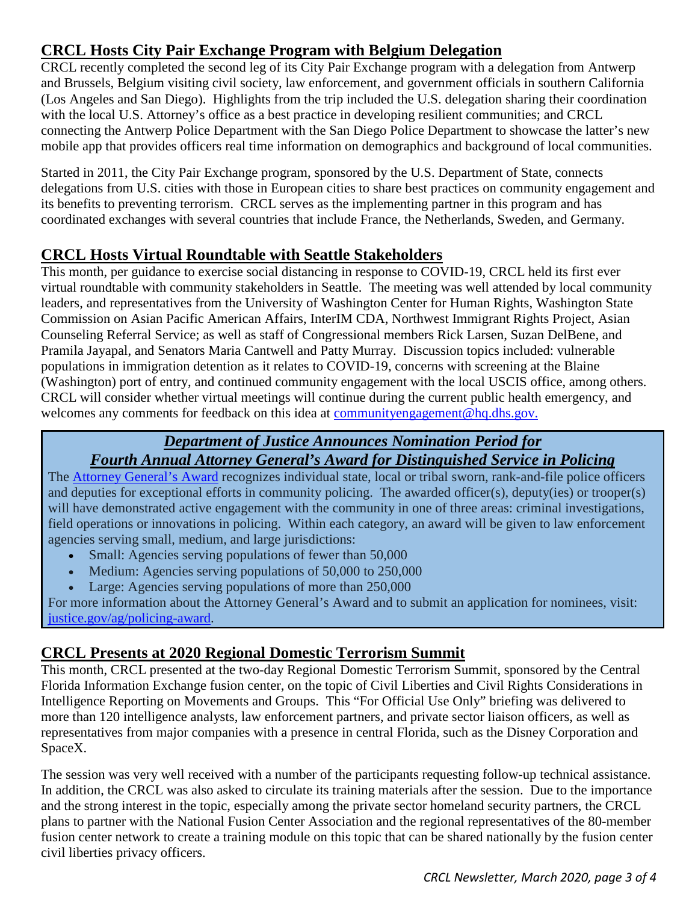## CRCL Hosts City Pair Exchange Program with Belgium Delegation

CRCL recently completed the second leg of its City Pair Exchange program with a delegation from Antwerp and Brussels, Belgium visiting civil society, law enforcement, and government officials in southern California (Los Angeles and San Diego). Highlights from the trip included the U.S. delegation sharing their coordination with the local U.S. Attorney's office as a best practice in developing resilient communities; and CRCL connecting the Antwerp Police Department with the San Diego Police Department to showcase the latter's new mobile app that provides officers real time information on demographics and background of local communities.

Started in 2011, the City Pair Exchange program, sponsored by the U.S. Department of State, connects delegations from U.S. cities with those in European cities to share best practices on community engagement and its benefits to preventing terrorism. CRCL serves as the implementing partner in this program and has coordinated exchanges with several countries that include France, the Netherlands, Sweden, and Germany.

## CRCL Hosts Virtual Roundtable with Seattle Stakeholders

This month, per guidance to exercise social distancing in response to COVID-19, CRCL held its first ever virtual roundtable with community stakeholders in Seattle. The meeting was well attended by local community leaders, and representatives from the University of Washington Center for Human Rights, Washington State Commission on Asian Pacific American Affairs, InterIM CDA, Northwest Immigrant Rights Project, Asian Counseling Referral Service; as well as staff of Congressional members Rick Larsen, Suzan DelBene, and Pramila Jayapal, and Senators Maria Cantwell and Patty Murray. Discussion topics included: vulnerable populations in immigration detention as it relates to COVID-19, concerns with screening at the Blaine (Washington) port of entry, and continued community engagement with the local USCIS office, among others. CRCL will consider whether virtual meetings will continue during the current public health emergency, and welcomes any comments for feedback on this idea at communityengagement@hq.dhs.gov.

### *Department of Justice Announces Nomination Period for Fourth Annual Attorney General's Award for Distinguished Service in Policing*

The Attorney General's Award recognizes individual state, local or tribal sworn, rank-and-file police officers and deputies for exceptional efforts in community policing. The awarded officer(s), deputy(ies) or trooper(s) will have demonstrated active engagement with the community in one of three areas: criminal investigations, field operations or innovations in policing. Within each category, an award will be given to law enforcement agencies serving small, medium, and large jurisdictions:

- Small: Agencies serving populations of fewer than 50,000
- Medium: Agencies serving populations of 50,000 to 250,000
- Large: Agencies serving populations of more than 250,000

For more information about the Attorney General's Award and to submit an application for nominees, visit: justice.gov/ag/policing-award.

## CRCL Presents at 2020 Regional Domestic Terrorism Summit

This month, CRCL presented at the two-day Regional Domestic Terrorism Summit, sponsored by the Central Florida Information Exchange fusion center, on the topic of Civil Liberties and Civil Rights Considerations in Intelligence Reporting on Movements and Groups. This "For Official Use Only" briefing was delivered to more than 120 intelligence analysts, law enforcement partners, and private sector liaison officers, as well as representatives from major companies with a presence in central Florida, such as the Disney Corporation and SpaceX.

The session was very well received with a number of the participants requesting follow-up technical assistance. In addition, the CRCL was also asked to circulate its training materials after the session. Due to the importance and the strong interest in the topic, especially among the private sector homeland security partners, the CRCL plans to partner with the National Fusion Center Association and the regional representatives of the 80-member fusion center network to create a training module on this topic that can be shared nationally by the fusion center civil liberties privacy officers.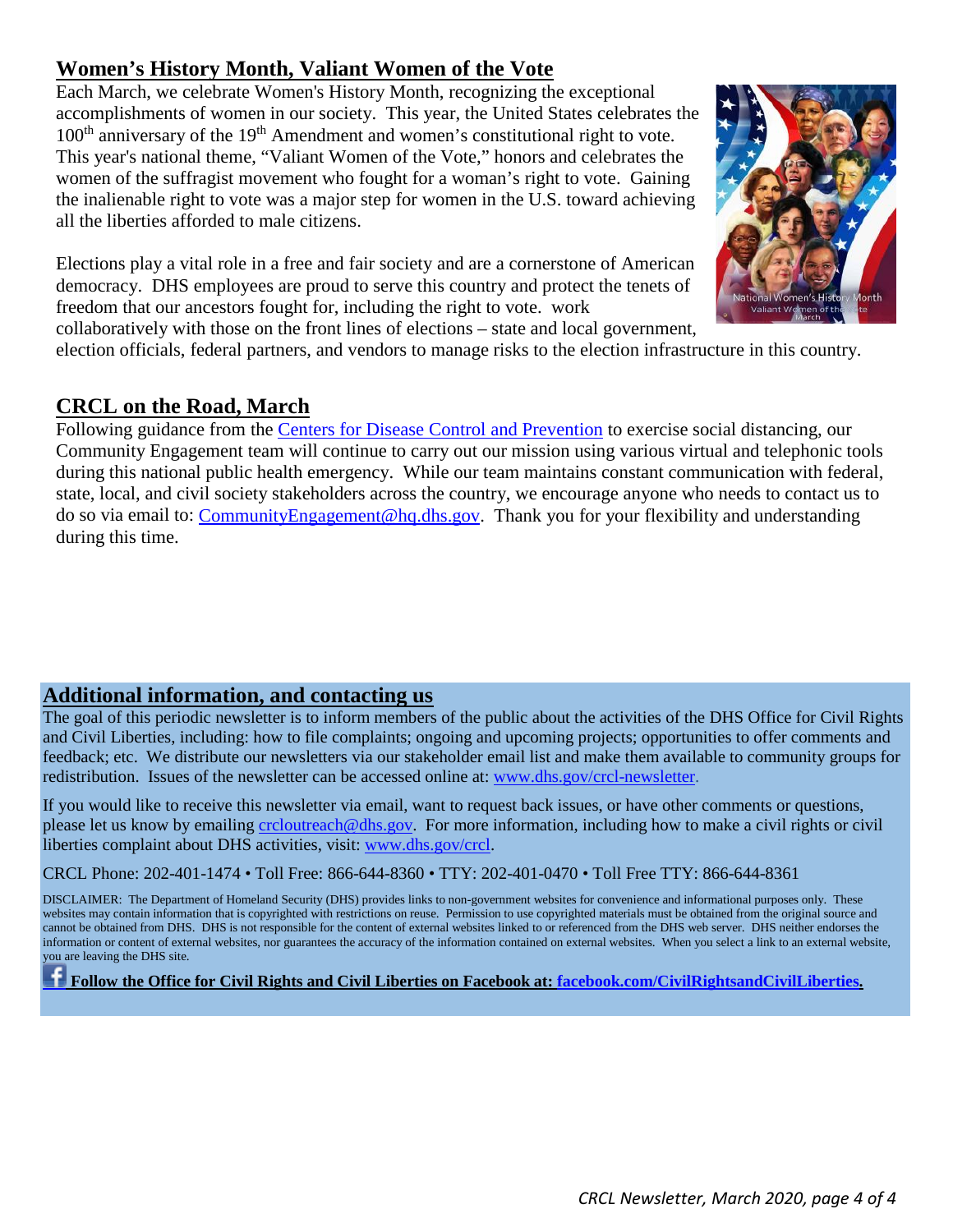## Women's History Month, Valiant Women of the Vote

Each March, we celebrate Women's History Month, recognizing the exceptional accomplishments of women in our society. This year, the United States celebrates the 100th anniversary of the 19th Amendment and women's constitutional right to vote. This year's national theme, "Valiant Women of the Vote," honors and celebrates the women of the suffragist movement who fought for a woman's right to vote. Gaining the inalienable right to vote was a major step for women in the U.S. toward achieving all the liberties afforded to male citizens.

Elections play a vital role in a free and fair society and are a cornerstone of American democracy. DHS employees are proud to serve this country and protect the tenets of freedom that our ancestors fought for, including the right to vote. work collaboratively with those on the front lines of elections – state and local government, election officials, federal partners, and vendors to manage risks to the election infrastructure in this country.

## CRCL on the Road, March

Following guidance from the Centers for Disease Control and Prevention to exercise social distancing, our Community Engagement team will continue to carry out our mission using various virtual and telephonic tools during this national public health emergency. While our team maintains constant communication with federal, state, local, and civil society stakeholders across the country, we encourage anyone who needs to contact us to do so via email to: CommunityEngagement@hq.dhs.gov. Thank you for your flexibility and understanding during this time.

## Additional information, and contacting us

The goal of this periodic newsletter is to inform members of the public about the activities of the DHS Office for Civil Rights and Civil Liberties, including: how to file complaints; ongoing and upcoming projects; opportunities to offer comments and feedback; etc. We distribute our newsletters via our stakeholder email list and make them available to community groups for redistribution. Issues of the newsletter can be accessed online at: www.dhs.gov/crcl-newsletter.

If you would like to receive this newsletter via email, want to request back issues, or have other comments or questions, please let us know by emailing crcloutreach@dhs.gov. For more information, including how to make a civil rights or civil liberties complaint about DHS activities, visit: www.dhs.gov/crcl.

CRCL Phone: 202-401-1474 • Toll Free: 866-644-8360 • TTY: 202-401-0470 • Toll Free TTY: 866-644-8361

DISCLAIMER: The Department of Homeland Security (DHS) provides links to non-government websites for convenience and informational purposes only. These websites may contain information that is copyrighted with restrictions on reuse. Permission to use copyrighted materials must be obtained from the original source and cannot be obtained from DHS. DHS is not responsible for the content of external websites linked to or referenced from the DHS web server. DHS neither endorses the information or content of external websites, nor guarantees the accuracy of the information contained on external websites. When you select a link to an external website, you are leaving the DHS site.

**Follow the Office for Civil Rights and Civil Liberties on Facebook at: facebook.com/CivilRightsandCivilLiberties.**